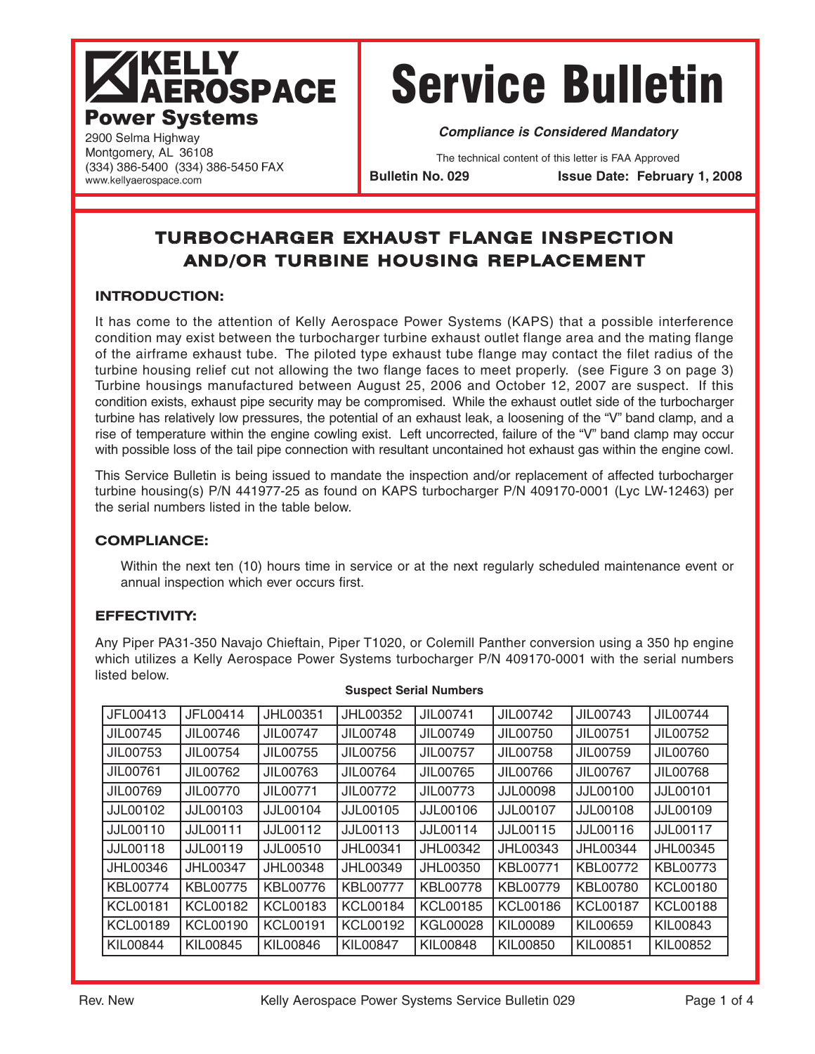# KELLY AEROSPACE Power Systems

2900 Selma Highway
Montgomery, AL 36108
(334) 386-5400 (334) 386-5450 FAX
www.kellyaerospace.com

# Service Bulletin

***Compliance is Considered Mandatory***

The technical content of this letter is FAA Approved

**Bulletin No. 029** **Issue Date: February 1, 2008**

## TURBOCHARGER EXHAUST FLANGE INSPECTION AND/OR TURBINE HOUSING REPLACEMENT

### INTRODUCTION:

It has come to the attention of Kelly Aerospace Power Systems (KAPS) that a possible interference condition may exist between the turbocharger turbine exhaust outlet flange area and the mating flange of the airframe exhaust tube. The piloted type exhaust tube flange may contact the filet radius of the turbine housing relief cut not allowing the two flange faces to meet properly. (see Figure 3 on page 3) Turbine housings manufactured between August 25, 2006 and October 12, 2007 are suspect. If this condition exists, exhaust pipe security may be compromised. While the exhaust outlet side of the turbocharger turbine has relatively low pressures, the potential of an exhaust leak, a loosening of the "V" band clamp, and a rise of temperature within the engine cowling exist. Left uncorrected, failure of the "V" band clamp may occur with possible loss of the tail pipe connection with resultant uncontained hot exhaust gas within the engine cowl.

This Service Bulletin is being issued to mandate the inspection and/or replacement of affected turbocharger turbine housing(s) P/N 441977-25 as found on KAPS turbocharger P/N 409170-0001 (Lyc LW-12463) per the serial numbers listed in the table below.

### COMPLIANCE:

Within the next ten (10) hours time in service or at the next regularly scheduled maintenance event or annual inspection which ever occurs first.

### EFFECTIVITY:

Any Piper PA31-350 Navajo Chieftain, Piper T1020, or Colemill Panther conversion using a 350 hp engine which utilizes a Kelly Aerospace Power Systems turbocharger P/N 409170-0001 with the serial numbers listed below.

**Suspect Serial Numbers**

| | | | | | | | |
|---|---|---|---|---|---|---|---|
| JFL00413 | JFL00414 | JHL00351 | JHL00352 | JIL00741 | JIL00742 | JIL00743 | JIL00744 |
| JIL00745 | JIL00746 | JIL00747 | JIL00748 | JIL00749 | JIL00750 | JIL00751 | JIL00752 |
| JIL00753 | JIL00754 | JIL00755 | JIL00756 | JIL00757 | JIL00758 | JIL00759 | JIL00760 |
| JIL00761 | JIL00762 | JIL00763 | JIL00764 | JIL00765 | JIL00766 | JIL00767 | JIL00768 |
| JIL00769 | JIL00770 | JIL00771 | JIL00772 | JIL00773 | JJL00098 | JJL00100 | JJL00101 |
| JJL00102 | JJL00103 | JJL00104 | JJL00105 | JJL00106 | JJL00107 | JJL00108 | JJL00109 |
| JJL00110 | JJL00111 | JJL00112 | JJL00113 | JJL00114 | JJL00115 | JJL00116 | JJL00117 |
| JJL00118 | JJL00119 | JJL00510 | JHL00341 | JHL00342 | JHL00343 | JHL00344 | JHL00345 |
| JHL00346 | JHL00347 | JHL00348 | JHL00349 | JHL00350 | KBL00771 | KBL00772 | KBL00773 |
| KBL00774 | KBL00775 | KBL00776 | KBL00777 | KBL00778 | KBL00779 | KBL00780 | KCL00180 |
| KCL00181 | KCL00182 | KCL00183 | KCL00184 | KCL00185 | KCL00186 | KCL00187 | KCL00188 |
| KCL00189 | KCL00190 | KCL00191 | KCL00192 | KGL00028 | KIL00089 | KIL00659 | KIL00843 |
| KIL00844 | KIL00845 | KIL00846 | KIL00847 | KIL00848 | KIL00850 | KIL00851 | KIL00852 |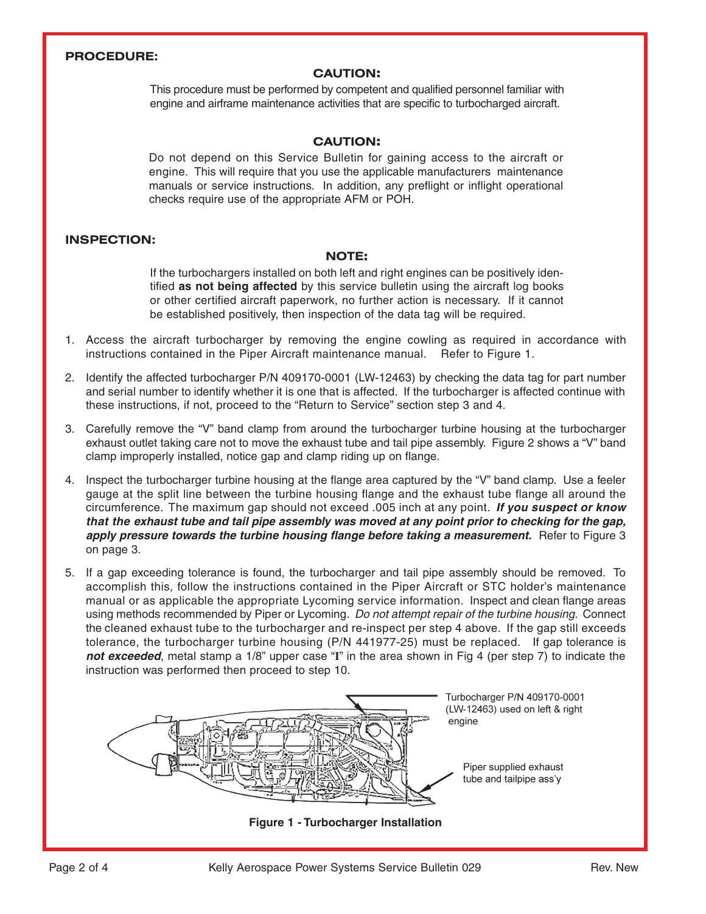## PROCEDURE:

### CAUTION:

This procedure must be performed by competent and qualified personnel familiar with engine and airframe maintenance activities that are specific to turbocharged aircraft.

### CAUTION:

Do not depend on this Service Bulletin for gaining access to the aircraft or engine. This will require that you use the applicable manufacturers maintenance manuals or service instructions. In addition, any preflight or inflight operational checks require use of the appropriate AFM or POH.

## INSPECTION:

### NOTE:

If the turbochargers installed on both left and right engines can be positively identified **as not being affected** by this service bulletin using the aircraft log books or other certified aircraft paperwork, no further action is necessary. If it cannot be established positively, then inspection of the data tag will be required.

1. Access the aircraft turbocharger by removing the engine cowling as required in accordance with instructions contained in the Piper Aircraft maintenance manual. Refer to Figure 1.
2. Identify the affected turbocharger P/N 409170-0001 (LW-12463) by checking the data tag for part number and serial number to identify whether it is one that is affected. If the turbocharger is affected continue with these instructions, if not, proceed to the "Return to Service" section step 3 and 4.
3. Carefully remove the "V" band clamp from around the turbocharger turbine housing at the turbocharger exhaust outlet taking care not to move the exhaust tube and tail pipe assembly. Figure 2 shows a "V" band clamp improperly installed, notice gap and clamp riding up on flange.
4. Inspect the turbocharger turbine housing at the flange area captured by the "V" band clamp. Use a feeler gauge at the split line between the turbine housing flange and the exhaust tube flange all around the circumference. The maximum gap should not exceed .005 inch at any point. ***If you suspect or know that the exhaust tube and tail pipe assembly was moved at any point prior to checking for the gap, apply pressure towards the turbine housing flange before taking a measurement.*** Refer to Figure 3 on page 3.
5. If a gap exceeding tolerance is found, the turbocharger and tail pipe assembly should be removed. To accomplish this, follow the instructions contained in the Piper Aircraft or STC holder's maintenance manual or as applicable the appropriate Lycoming service information. Inspect and clean flange areas using methods recommended by Piper or Lycoming. *Do not attempt repair of the turbine housing*. Connect the cleaned exhaust tube to the turbocharger and re-inspect per step 4 above. If the gap still exceeds tolerance, the turbocharger turbine housing (P/N 441977-25) must be replaced. If gap tolerance is ***not exceeded***, metal stamp a 1/8" upper case "I" in the area shown in Fig 4 (per step 7) to indicate the instruction was performed then proceed to step 10.

Turbocharger P/N 409170-0001 (LW-12463) used on left & right engine

Piper supplied exhaust tube and tailpipe ass'y

**Figure 1 - Turbocharger Installation**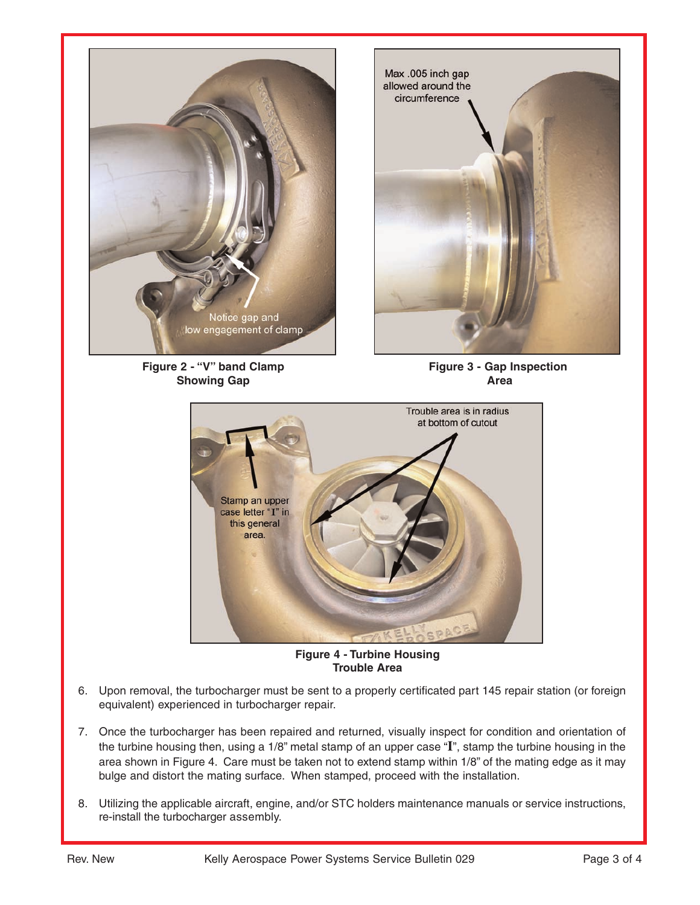Figure 2 - "V" band Clamp Showing Gap

Figure 3 - Gap Inspection Area

Figure 4 - Turbine Housing Trouble Area

6. Upon removal, the turbocharger must be sent to a properly certificated part 145 repair station (or foreign equivalent) experienced in turbocharger repair.

7. Once the turbocharger has been repaired and returned, visually inspect for condition and orientation of the turbine housing then, using a 1/8" metal stamp of an upper case "I", stamp the turbine housing in the area shown in Figure 4. Care must be taken not to extend stamp within 1/8" of the mating edge as it may bulge and distort the mating surface. When stamped, proceed with the installation.

8. Utilizing the applicable aircraft, engine, and/or STC holders maintenance manuals or service instructions, re-install the turbocharger assembly.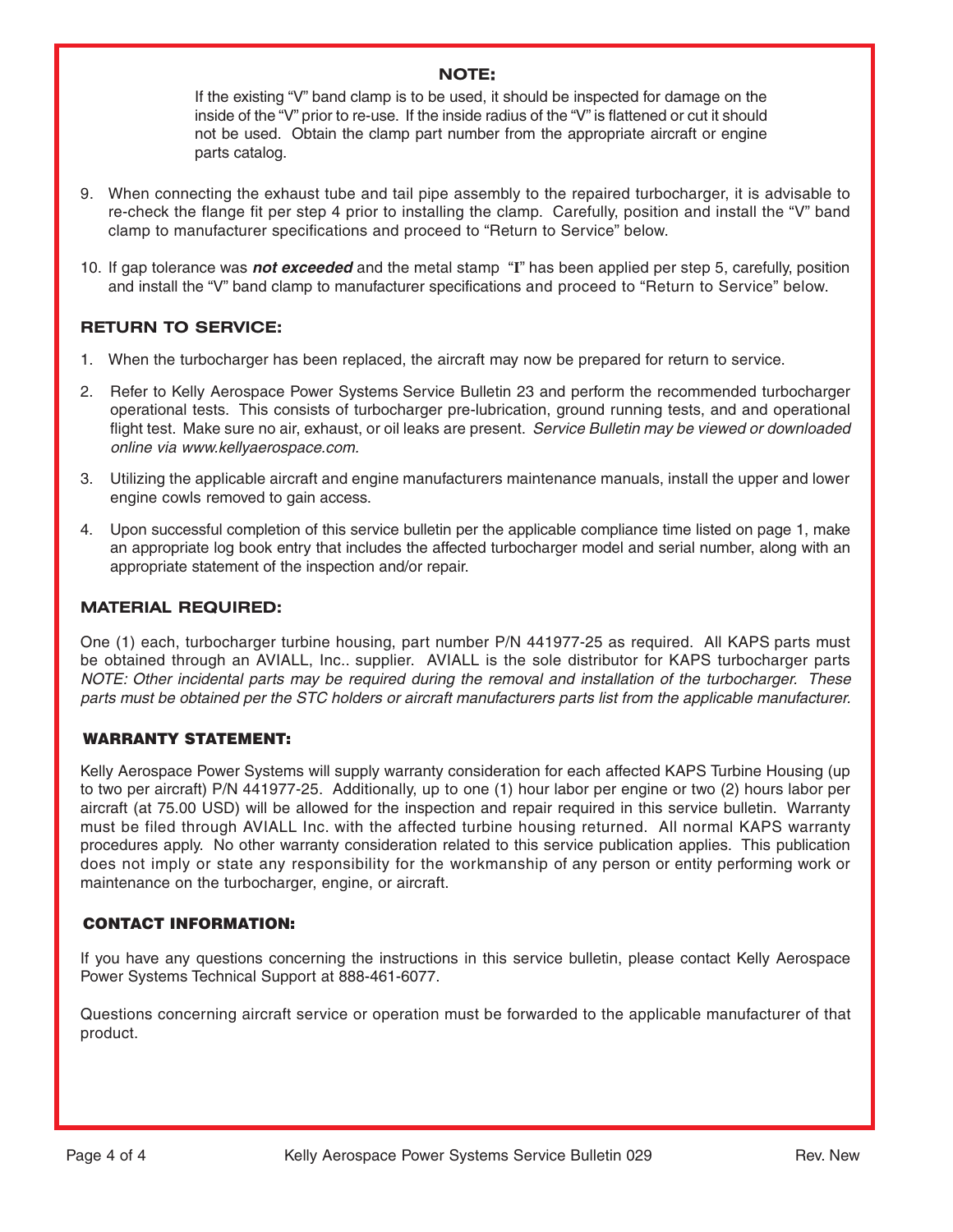**NOTE:**

If the existing "V" band clamp is to be used, it should be inspected for damage on the inside of the "V" prior to re-use. If the inside radius of the "V" is flattened or cut it should not be used. Obtain the clamp part number from the appropriate aircraft or engine parts catalog.

9. When connecting the exhaust tube and tail pipe assembly to the repaired turbocharger, it is advisable to re-check the flange fit per step 4 prior to installing the clamp. Carefully, position and install the "V" band clamp to manufacturer specifications and proceed to "Return to Service" below.

10. If gap tolerance was ***not exceeded*** and the metal stamp "I" has been applied per step 5, carefully, position and install the "V" band clamp to manufacturer specifications and proceed to "Return to Service" below.

## RETURN TO SERVICE:

1. When the turbocharger has been replaced, the aircraft may now be prepared for return to service.

2. Refer to Kelly Aerospace Power Systems Service Bulletin 23 and perform the recommended turbocharger operational tests. This consists of turbocharger pre-lubrication, ground running tests, and and operational flight test. Make sure no air, exhaust, or oil leaks are present. *Service Bulletin may be viewed or downloaded online via www.kellyaerospace.com.*

3. Utilizing the applicable aircraft and engine manufacturers maintenance manuals, install the upper and lower engine cowls removed to gain access.

4. Upon successful completion of this service bulletin per the applicable compliance time listed on page 1, make an appropriate log book entry that includes the affected turbocharger model and serial number, along with an appropriate statement of the inspection and/or repair.

## MATERIAL REQUIRED:

One (1) each, turbocharger turbine housing, part number P/N 441977-25 as required. All KAPS parts must be obtained through an AVIALL, Inc.. supplier. AVIALL is the sole distributor for KAPS turbocharger parts *NOTE: Other incidental parts may be required during the removal and installation of the turbocharger. These parts must be obtained per the STC holders or aircraft manufacturers parts list from the applicable manufacturer.*

## WARRANTY STATEMENT:

Kelly Aerospace Power Systems will supply warranty consideration for each affected KAPS Turbine Housing (up to two per aircraft) P/N 441977-25. Additionally, up to one (1) hour labor per engine or two (2) hours labor per aircraft (at 75.00 USD) will be allowed for the inspection and repair required in this service bulletin. Warranty must be filed through AVIALL Inc. with the affected turbine housing returned. All normal KAPS warranty procedures apply. No other warranty consideration related to this service publication applies. This publication does not imply or state any responsibility for the workmanship of any person or entity performing work or maintenance on the turbocharger, engine, or aircraft.

## CONTACT INFORMATION:

If you have any questions concerning the instructions in this service bulletin, please contact Kelly Aerospace Power Systems Technical Support at 888-461-6077.

Questions concerning aircraft service or operation must be forwarded to the applicable manufacturer of that product.